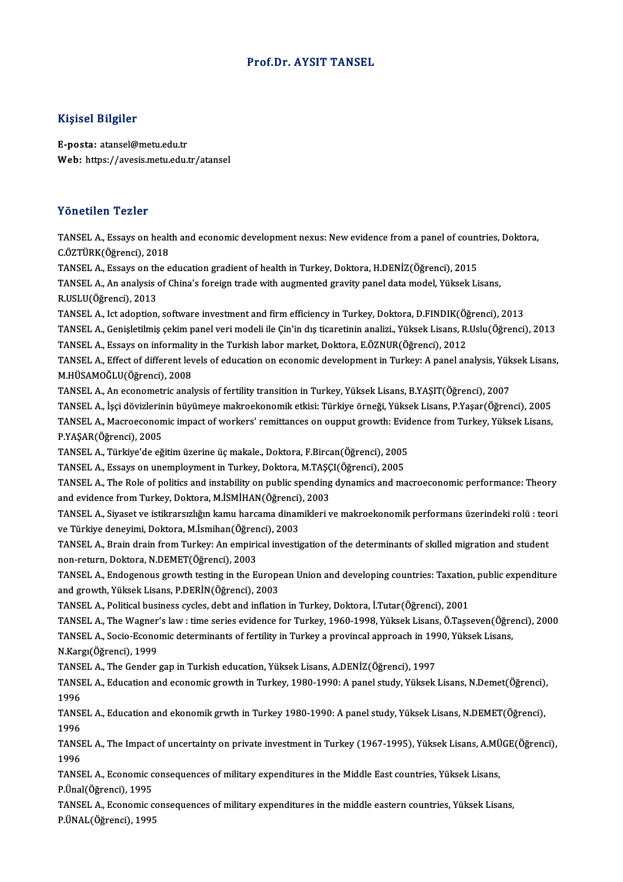# Prof.Dr. AYSIT TANSEL

## Kişisel Bilgiler

**E-posta:** atansel@metu.edu.tr
**Web:** https://avesis.metu.edu.tr/atansel

## Yönetilen Tezler

TANSEL A., Essays on health and economic development nexus: New evidence from a panel of countries, Doktora, C.ÖZTÜRK(Öğrenci), 2018

TANSEL A., Essays on the education gradient of health in Turkey, Doktora, H.DENİZ(Öğrenci), 2015

TANSEL A., An analysis of China's foreign trade with augmented gravity panel data model, Yüksek Lisans, R.USLU(Öğrenci), 2013

TANSEL A., Ict adoption, software investment and firm efficiency in Turkey, Doktora, D.FINDIK(Öğrenci), 2013

TANSEL A., Genişletilmiş çekim panel veri modeli ile Çin'in dış ticaretinin analizi., Yüksek Lisans, R.Uslu(Öğrenci), 2013

TANSEL A., Essays on informality in the Turkish labor market, Doktora, E.ÖZNUR(Öğrenci), 2012

TANSEL A., Effect of different levels of education on economic development in Turkey: A panel analysis, Yüksek Lisans, M.HÜSAMOĞLU(Öğrenci), 2008

TANSEL A., An econometric analysis of fertility transition in Turkey, Yüksek Lisans, B.YAŞIT(Öğrenci), 2007

TANSEL A., İşçi dövizlerinin büyümeye makroekonomik etkisi: Türkiye örneği, Yüksek Lisans, P.Yaşar(Öğrenci), 2005

TANSEL A., Macroeconomic impact of workers' remittances on ouput growth: Evidence from Turkey, Yüksek Lisans, P.YAŞAR(Öğrenci), 2005

TANSEL A., Türkiye'de eğitim üzerine üç makale., Doktora, F.Bircan(Öğrenci), 2005

TANSEL A., Essays on unemployment in Turkey, Doktora, M.TAŞÇI(Öğrenci), 2005

TANSEL A., The Role of politics and instability on public spending dynamics and macroeconomic performance: Theory and evidence from Turkey, Doktora, M.İSMİHAN(Öğrenci), 2003

TANSEL A., Siyaset ve istikrarsızlığın kamu harcama dinamikleri ve makroekonomik performans üzerindeki rolü : teori ve Türkiye deneyimi, Doktora, M.İsmihan(Öğrenci), 2003

TANSEL A., Brain drain from Turkey: An empirical investigation of the determinants of skılled migration and student non-return, Doktora, N.DEMET(Öğrenci), 2003

TANSEL A., Endogenous growth testing in the European Union and developing countries: Taxation, public expenditure and growth, Yüksek Lisans, P.DERİN(Öğrenci), 2003

TANSEL A., Political business cycles, debt and inflation in Turkey, Doktora, İ.Tutar(Öğrenci), 2001

TANSEL A., The Wagner's law : time series evidence for Turkey, 1960-1998, Yüksek Lisans, Ö.Taşseven(Öğrenci), 2000

TANSEL A., Socio-Economic determinants of fertility in Turkey a provincal approach in 1990, Yüksek Lisans, N.Kargı(Öğrenci), 1999

TANSEL A., The Gender gap in Turkish education, Yüksek Lisans, A.DENİZ(Öğrenci), 1997

TANSEL A., Education and economic growth in Turkey, 1980-1990: A panel study, Yüksek Lisans, N.Demet(Öğrenci), 1996

TANSEL A., Education and ekonomik grwth in Turkey 1980-1990: A panel study, Yüksek Lisans, N.DEMET(Öğrenci), 1996

TANSEL A., The Impact of uncertainty on private investment in Turkey (1967-1995), Yüksek Lisans, A.MÜGE(Öğrenci), 1996

TANSEL A., Economic consequences of military expenditures in the Middle East countries, Yüksek Lisans, P.Ünal(Öğrenci), 1995

TANSEL A., Economic consequences of military expenditures in the middle eastern countries, Yüksek Lisans, P.ÜNAL(Öğrenci), 1995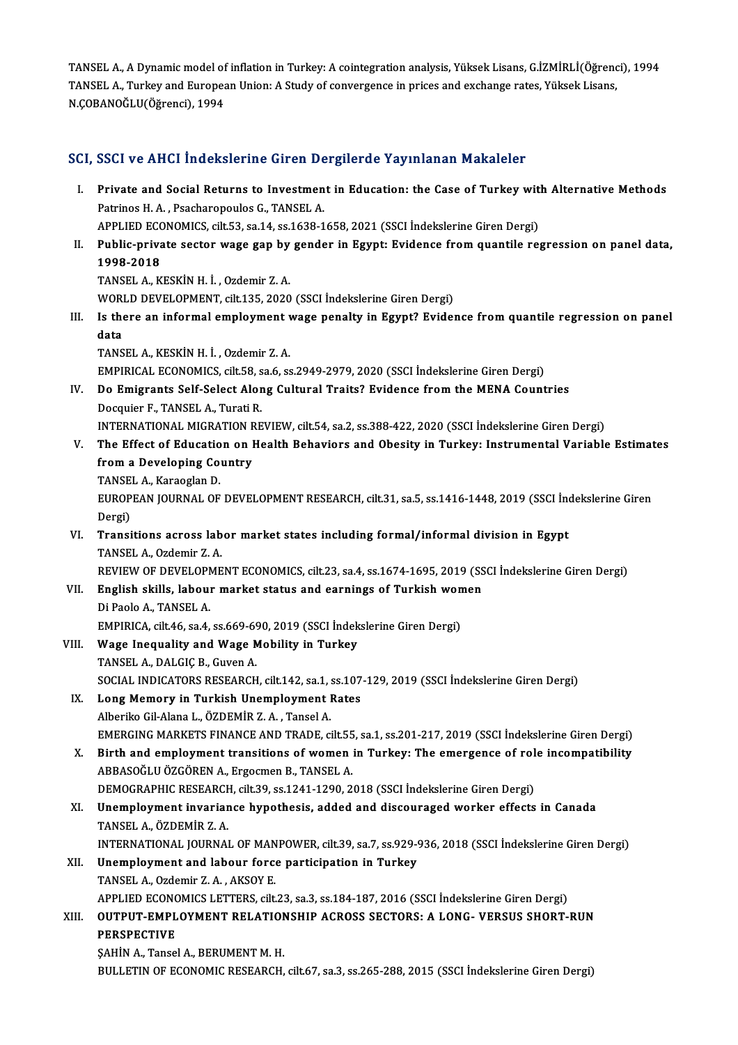TANSEL A., A Dynamic model of inflation in Turkey: A cointegration analysis, Yüksek Lisans, G.İZMİRLİ(Öğrenci), 1994
TANSEL A., Turkey and European Union: A Study of convergence in prices and exchange rates, Yüksek Lisans, N.ÇOBANOĞLU(Öğrenci), 1994

## SCI, SSCI ve AHCI İndekslerine Giren Dergilerde Yayınlanan Makaleler

I. **Private and Social Returns to Investment in Education: the Case of Turkey with Alternative Methods**
Patrinos H. A. , Psacharopoulos G., TANSEL A.
APPLIED ECONOMICS, cilt.53, sa.14, ss.1638-1658, 2021 (SSCI İndekslerine Giren Dergi)

II. **Public-private sector wage gap by gender in Egypt: Evidence from quantile regression on panel data, 1998-2018**
TANSEL A., KESKİN H. İ. , Ozdemir Z. A.
WORLD DEVELOPMENT, cilt.135, 2020 (SSCI İndekslerine Giren Dergi)

III. **Is there an informal employment wage penalty in Egypt? Evidence from quantile regression on panel data**
TANSEL A., KESKİN H. İ. , Ozdemir Z. A.
EMPIRICAL ECONOMICS, cilt.58, sa.6, ss.2949-2979, 2020 (SSCI İndekslerine Giren Dergi)

IV. **Do Emigrants Self-Select Along Cultural Traits? Evidence from the MENA Countries**
Docquier F., TANSEL A., Turati R.
INTERNATIONAL MIGRATION REVIEW, cilt.54, sa.2, ss.388-422, 2020 (SSCI İndekslerine Giren Dergi)

V. **The Effect of Education on Health Behaviors and Obesity in Turkey: Instrumental Variable Estimates from a Developing Country**
TANSEL A., Karaoglan D.
EUROPEAN JOURNAL OF DEVELOPMENT RESEARCH, cilt.31, sa.5, ss.1416-1448, 2019 (SSCI İndekslerine Giren Dergi)

VI. **Transitions across labor market states including formal/informal division in Egypt**
TANSEL A., Ozdemir Z. A.
REVIEW OF DEVELOPMENT ECONOMICS, cilt.23, sa.4, ss.1674-1695, 2019 (SSCI İndekslerine Giren Dergi)

VII. **English skills, labour market status and earnings of Turkish women**
Di Paolo A., TANSEL A.
EMPIRICA, cilt.46, sa.4, ss.669-690, 2019 (SSCI İndekslerine Giren Dergi)

VIII. **Wage Inequality and Wage Mobility in Turkey**
TANSEL A., DALGIÇ B., Guven A.
SOCIAL INDICATORS RESEARCH, cilt.142, sa.1, ss.107-129, 2019 (SSCI İndekslerine Giren Dergi)

IX. **Long Memory in Turkish Unemployment Rates**
Alberiko Gil-Alana L., ÖZDEMİR Z. A. , Tansel A.
EMERGING MARKETS FINANCE AND TRADE, cilt.55, sa.1, ss.201-217, 2019 (SSCI İndekslerine Giren Dergi)

X. **Birth and employment transitions of women in Turkey: The emergence of role incompatibility**
ABBASOĞLU ÖZGÖREN A., Ergocmen B., TANSEL A.
DEMOGRAPHIC RESEARCH, cilt.39, ss.1241-1290, 2018 (SSCI İndekslerine Giren Dergi)

XI. **Unemployment invariance hypothesis, added and discouraged worker effects in Canada**
TANSEL A., ÖZDEMİR Z. A.
INTERNATIONAL JOURNAL OF MANPOWER, cilt.39, sa.7, ss.929-936, 2018 (SSCI İndekslerine Giren Dergi)

XII. **Unemployment and labour force participation in Turkey**
TANSEL A., Ozdemir Z. A. , AKSOY E.
APPLIED ECONOMICS LETTERS, cilt.23, sa.3, ss.184-187, 2016 (SSCI İndekslerine Giren Dergi)

XIII. **OUTPUT-EMPLOYMENT RELATIONSHIP ACROSS SECTORS: A LONG- VERSUS SHORT-RUN PERSPECTIVE**
ŞAHİN A., Tansel A., BERUMENT M. H.
BULLETIN OF ECONOMIC RESEARCH, cilt.67, sa.3, ss.265-288, 2015 (SSCI İndekslerine Giren Dergi)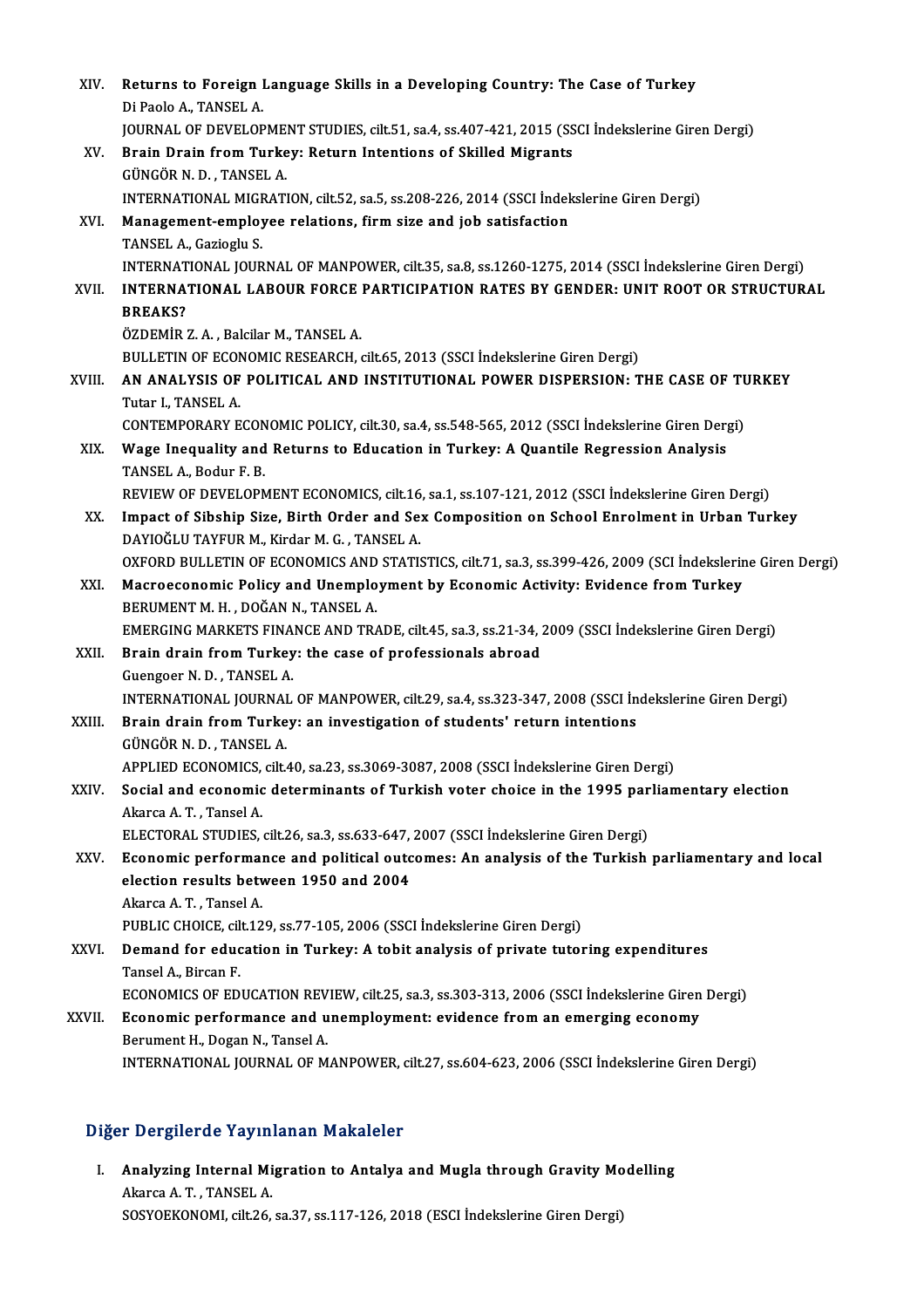XIV. **Returns to Foreign Language Skills in a Developing Country: The Case of Turkey**
Di Paolo A., TANSEL A.
JOURNAL OF DEVELOPMENT STUDIES, cilt.51, sa.4, ss.407-421, 2015 (SSCI İndekslerine Giren Dergi)

XV. **Brain Drain from Turkey: Return Intentions of Skilled Migrants**
GÜNGÖR N. D. , TANSEL A.
INTERNATIONAL MIGRATION, cilt.52, sa.5, ss.208-226, 2014 (SSCI İndekslerine Giren Dergi)

XVI. **Management-employee relations, firm size and job satisfaction**
TANSEL A., Gazioglu S.
INTERNATIONAL JOURNAL OF MANPOWER, cilt.35, sa.8, ss.1260-1275, 2014 (SSCI İndekslerine Giren Dergi)

XVII. **INTERNATIONAL LABOUR FORCE PARTICIPATION RATES BY GENDER: UNIT ROOT OR STRUCTURAL BREAKS?**
ÖZDEMİR Z. A. , Balcilar M., TANSEL A.
BULLETIN OF ECONOMIC RESEARCH, cilt.65, 2013 (SSCI İndekslerine Giren Dergi)

XVIII. **AN ANALYSIS OF POLITICAL AND INSTITUTIONAL POWER DISPERSION: THE CASE OF TURKEY**
Tutar I., TANSEL A.
CONTEMPORARY ECONOMIC POLICY, cilt.30, sa.4, ss.548-565, 2012 (SSCI İndekslerine Giren Dergi)

XIX. **Wage Inequality and Returns to Education in Turkey: A Quantile Regression Analysis**
TANSEL A., Bodur F. B.
REVIEW OF DEVELOPMENT ECONOMICS, cilt.16, sa.1, ss.107-121, 2012 (SSCI İndekslerine Giren Dergi)

XX. **Impact of Sibship Size, Birth Order and Sex Composition on School Enrolment in Urban Turkey**
DAYIOĞLU TAYFUR M., Kirdar M. G. , TANSEL A.
OXFORD BULLETIN OF ECONOMICS AND STATISTICS, cilt.71, sa.3, ss.399-426, 2009 (SCI İndekslerine Giren Dergi)

XXI. **Macroeconomic Policy and Unemployment by Economic Activity: Evidence from Turkey**
BERUMENT M. H. , DOĞAN N., TANSEL A.
EMERGING MARKETS FINANCE AND TRADE, cilt.45, sa.3, ss.21-34, 2009 (SSCI İndekslerine Giren Dergi)

XXII. **Brain drain from Turkey: the case of professionals abroad**
Guengoer N. D. , TANSEL A.
INTERNATIONAL JOURNAL OF MANPOWER, cilt.29, sa.4, ss.323-347, 2008 (SSCI İndekslerine Giren Dergi)

XXIII. **Brain drain from Turkey: an investigation of students' return intentions**
GÜNGÖR N. D. , TANSEL A.
APPLIED ECONOMICS, cilt.40, sa.23, ss.3069-3087, 2008 (SSCI İndekslerine Giren Dergi)

XXIV. **Social and economic determinants of Turkish voter choice in the 1995 parliamentary election**
Akarca A. T. , Tansel A.
ELECTORAL STUDIES, cilt.26, sa.3, ss.633-647, 2007 (SSCI İndekslerine Giren Dergi)

XXV. **Economic performance and political outcomes: An analysis of the Turkish parliamentary and local election results between 1950 and 2004**
Akarca A. T. , Tansel A.
PUBLIC CHOICE, cilt.129, ss.77-105, 2006 (SSCI İndekslerine Giren Dergi)

XXVI. **Demand for education in Turkey: A tobit analysis of private tutoring expenditures**
Tansel A., Bircan F.
ECONOMICS OF EDUCATION REVIEW, cilt.25, sa.3, ss.303-313, 2006 (SSCI İndekslerine Giren Dergi)

XXVII. **Economic performance and unemployment: evidence from an emerging economy**
Berument H., Dogan N., Tansel A.
INTERNATIONAL JOURNAL OF MANPOWER, cilt.27, ss.604-623, 2006 (SSCI İndekslerine Giren Dergi)

## Diğer Dergilerde Yayınlanan Makaleler

I. **Analyzing Internal Migration to Antalya and Mugla through Gravity Modelling**
Akarca A. T. , TANSEL A.
SOSYOEKONOMI, cilt.26, sa.37, ss.117-126, 2018 (ESCI İndekslerine Giren Dergi)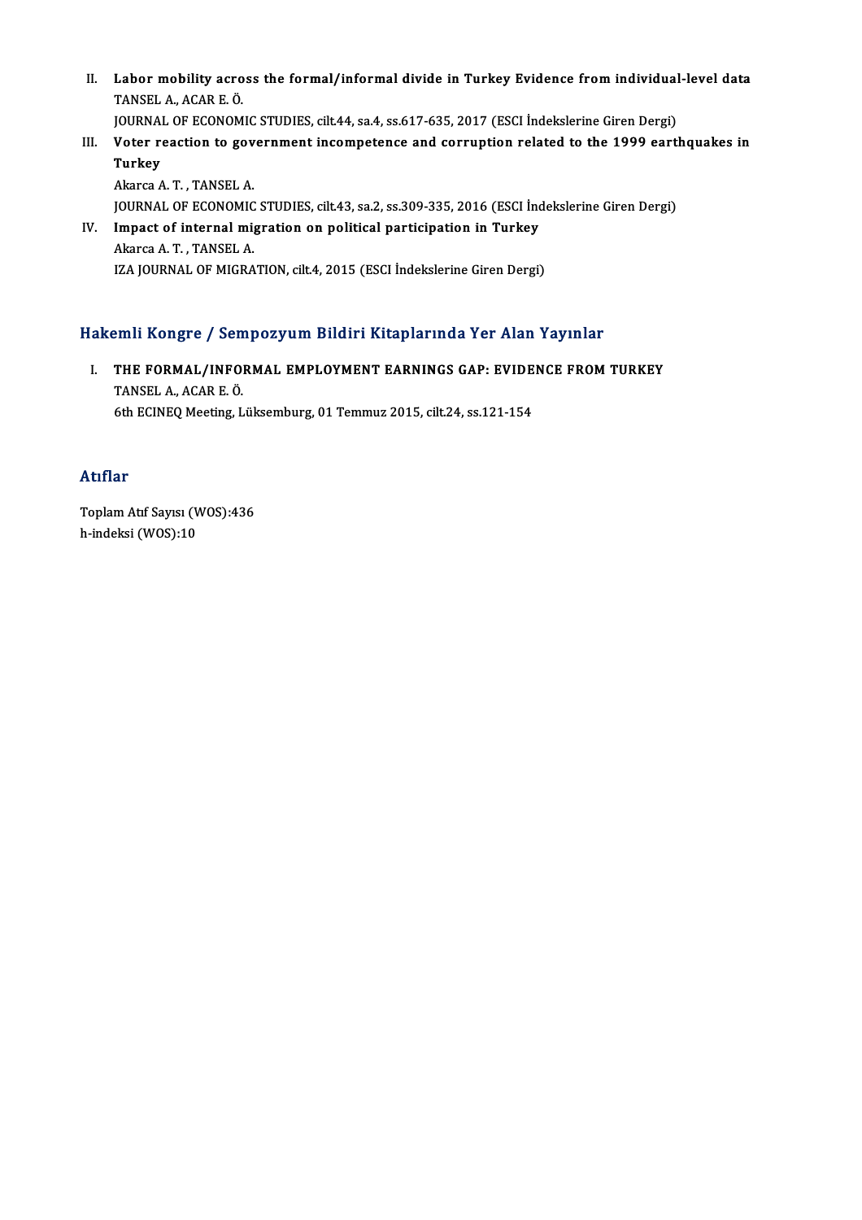II. **Labor mobility across the formal/informal divide in Turkey Evidence from individual-level data**
TANSEL A., ACAR E. Ö.
JOURNAL OF ECONOMIC STUDIES, cilt.44, sa.4, ss.617-635, 2017 (ESCI İndekslerine Giren Dergi)

III. **Voter reaction to government incompetence and corruption related to the 1999 earthquakes in Turkey**
Akarca A. T. , TANSEL A.
JOURNAL OF ECONOMIC STUDIES, cilt.43, sa.2, ss.309-335, 2016 (ESCI İndekslerine Giren Dergi)

IV. **Impact of internal migration on political participation in Turkey**
Akarca A. T. , TANSEL A.
IZA JOURNAL OF MIGRATION, cilt.4, 2015 (ESCI İndekslerine Giren Dergi)

## Hakemli Kongre / Sempozyum Bildiri Kitaplarında Yer Alan Yayınlar

I. **THE FORMAL/INFORMAL EMPLOYMENT EARNINGS GAP: EVIDENCE FROM TURKEY**
TANSEL A., ACAR E. Ö.
6th ECINEQ Meeting, Lüksemburg, 01 Temmuz 2015, cilt.24, ss.121-154

## Atıflar

Toplam Atıf Sayısı (WOS):436
h-indeksi (WOS):10